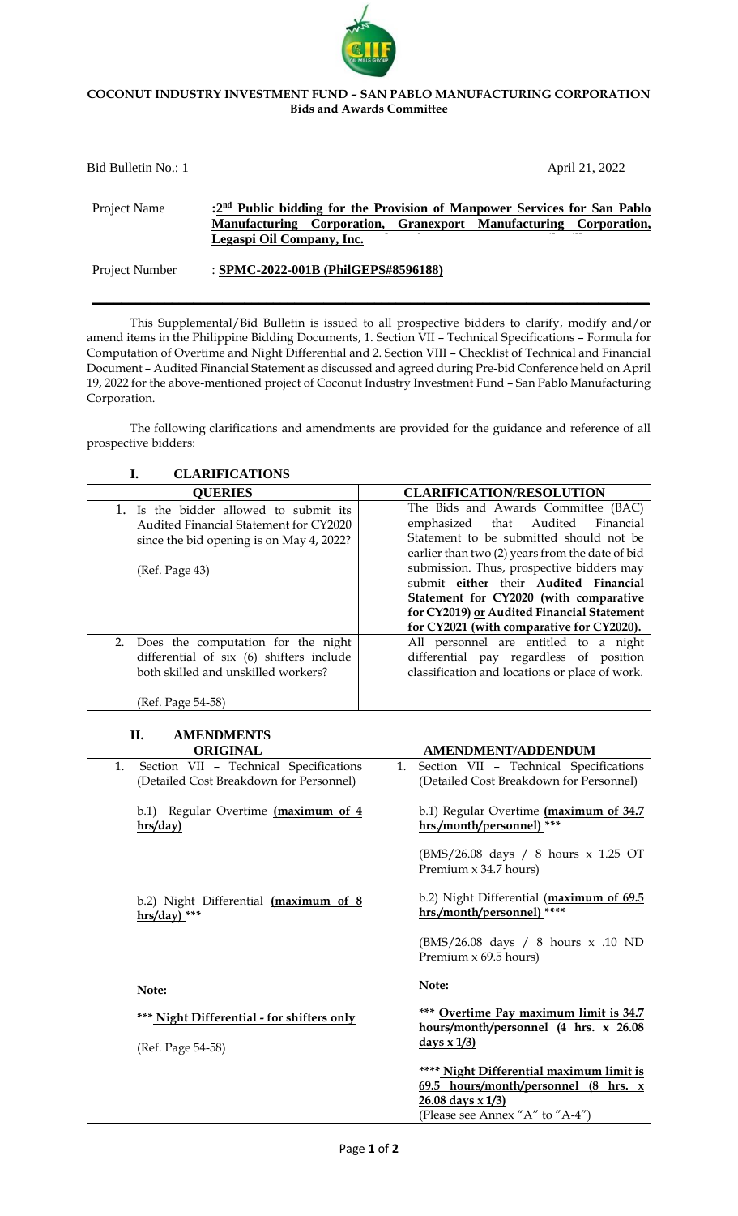**COCONUT INDUSTRY INVESTMENT FUND – SAN PABLO MANUFACTURING CORPORATION**
**Bids and Awards Committee**

Bid Bulletin No.: 1 April 21, 2022

Project Name : **2nd Public bidding for the Provision of Manpower Services for San Pablo Manufacturing Corporation, Granexport Manufacturing Corporation, Legaspi Oil Company, Inc.**

Project Number : **SPMC-2022-001B (PhilGEPS#8596188)**

This Supplemental/Bid Bulletin is issued to all prospective bidders to clarify, modify and/or amend items in the Philippine Bidding Documents, 1. Section VII – Technical Specifications – Formula for Computation of Overtime and Night Differential and 2. Section VIII – Checklist of Technical and Financial Document – Audited Financial Statement as discussed and agreed during Pre-bid Conference held on April 19, 2022 for the above-mentioned project of Coconut Industry Investment Fund – San Pablo Manufacturing Corporation.

The following clarifications and amendments are provided for the guidance and reference of all prospective bidders:

## I. CLARIFICATIONS

| QUERIES | CLARIFICATION/RESOLUTION |
|---|---|
| 1. Is the bidder allowed to submit its Audited Financial Statement for CY2020 since the bid opening is on May 4, 2022?<br><br>(Ref. Page 43) | The Bids and Awards Committee (BAC) emphasized that Audited Financial Statement to be submitted should not be earlier than two (2) years from the date of bid submission. Thus, prospective bidders may submit **either** their **Audited Financial Statement for CY2020 (with comparative for CY2019) or Audited Financial Statement for CY2021 (with comparative for CY2020).** |
| 2. Does the computation for the night differential of six (6) shifters include both skilled and unskilled workers?<br><br>(Ref. Page 54-58) | All personnel are entitled to a night differential pay regardless of position classification and locations or place of work. |

## II. AMENDMENTS

| ORIGINAL | AMENDMENT/ADDENDUM |
|---|---|
| 1. Section VII – Technical Specifications (Detailed Cost Breakdown for Personnel)<br><br>b.1) Regular Overtime **(maximum of 4 hrs/day)**<br><br>b.2) Night Differential **(maximum of 8 hrs/day)** ***<br><br>**Note:**<br><br>*** **Night Differential - for shifters only**<br><br>(Ref. Page 54-58) | 1. Section VII – Technical Specifications (Detailed Cost Breakdown for Personnel)<br><br>b.1) Regular Overtime **(maximum of 34.7 hrs./month/personnel)** ***<br><br>(BMS/26.08 days / 8 hours x 1.25 OT Premium x 34.7 hours)<br><br>b.2) Night Differential (**maximum of 69.5 hrs./month/personnel)** ****<br><br>(BMS/26.08 days / 8 hours x .10 ND Premium x 69.5 hours)<br><br>**Note:**<br><br>*** **Overtime Pay maximum limit is 34.7 hours/month/personnel (4 hrs. x 26.08 days x 1/3)**<br><br>**** **Night Differential maximum limit is 69.5 hours/month/personnel (8 hrs. x 26.08 days x 1/3)**<br>(Please see Annex "A" to "A-4") |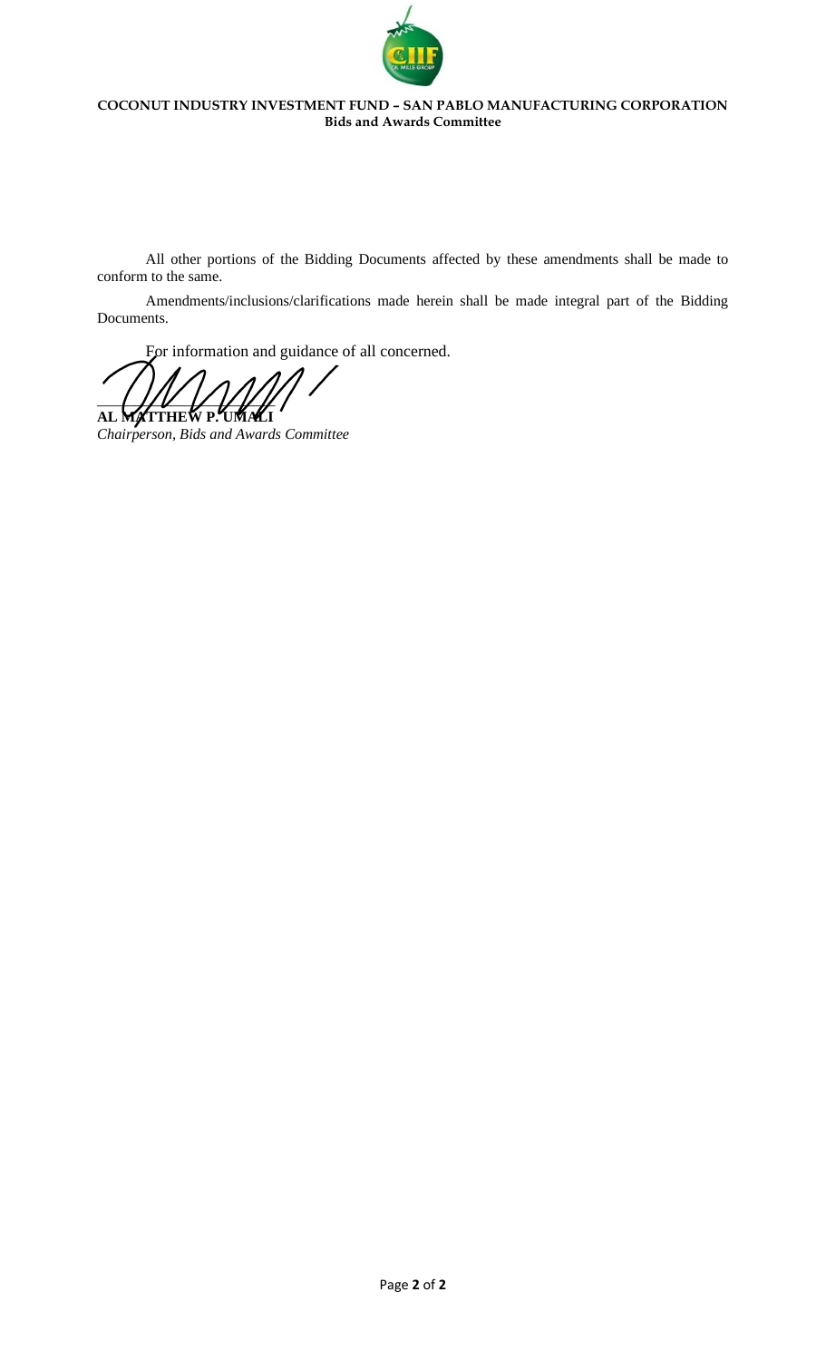**COCONUT INDUSTRY INVESTMENT FUND – SAN PABLO MANUFACTURING CORPORATION**
**Bids and Awards Committee**

All other portions of the Bidding Documents affected by these amendments shall be made to conform to the same.

Amendments/inclusions/clarifications made herein shall be made integral part of the Bidding Documents.

For information and guidance of all concerned.

**AL MATTHEW P. UMALI**
*Chairperson, Bids and Awards Committee*